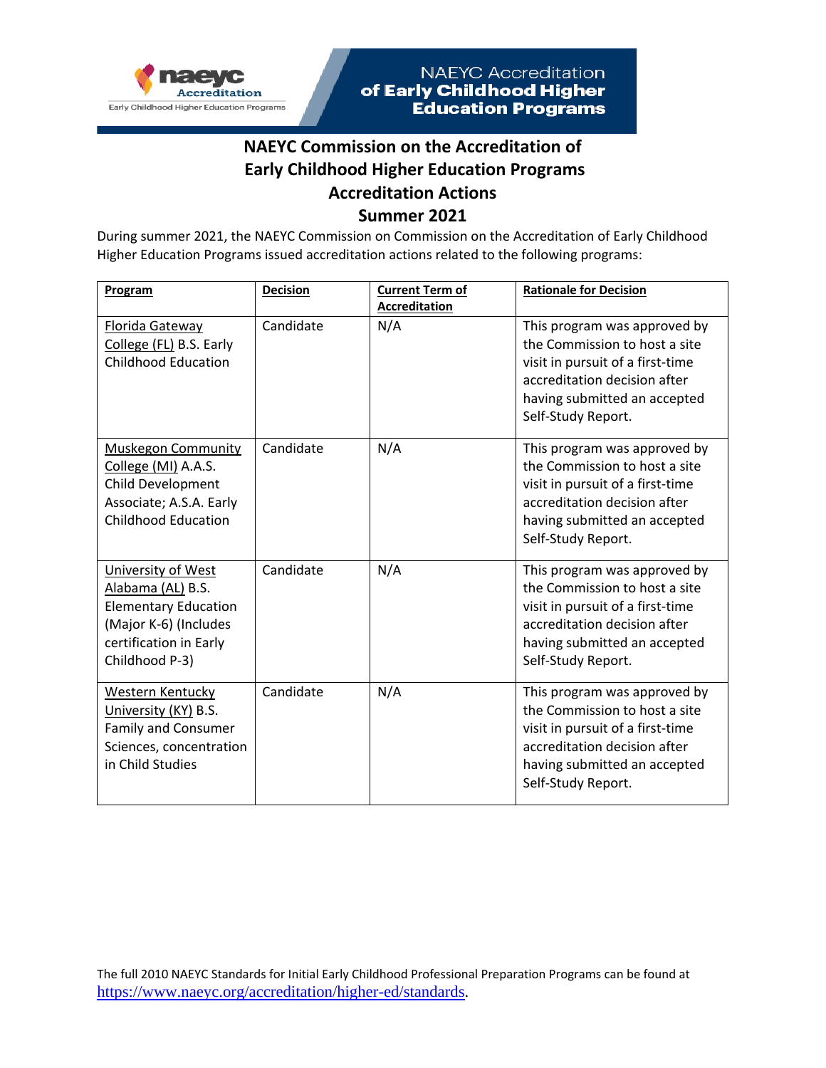NAEYC Accreditation of Early Childhood Higher Education Programs

# NAEYC Commission on the Accreditation of Early Childhood Higher Education Programs Accreditation Actions Summer 2021

During summer 2021, the NAEYC Commission on Commission on the Accreditation of Early Childhood Higher Education Programs issued accreditation actions related to the following programs:

| Program | Decision | Current Term of Accreditation | Rationale for Decision |
|---|---|---|---|
| Florida Gateway College (FL) B.S. Early Childhood Education | Candidate | N/A | This program was approved by the Commission to host a site visit in pursuit of a first-time accreditation decision after having submitted an accepted Self-Study Report. |
| Muskegon Community College (MI) A.A.S. Child Development Associate; A.S.A. Early Childhood Education | Candidate | N/A | This program was approved by the Commission to host a site visit in pursuit of a first-time accreditation decision after having submitted an accepted Self-Study Report. |
| University of West Alabama (AL) B.S. Elementary Education (Major K-6) (Includes certification in Early Childhood P-3) | Candidate | N/A | This program was approved by the Commission to host a site visit in pursuit of a first-time accreditation decision after having submitted an accepted Self-Study Report. |
| Western Kentucky University (KY) B.S. Family and Consumer Sciences, concentration in Child Studies | Candidate | N/A | This program was approved by the Commission to host a site visit in pursuit of a first-time accreditation decision after having submitted an accepted Self-Study Report. |

The full 2010 NAEYC Standards for Initial Early Childhood Professional Preparation Programs can be found at https://www.naeyc.org/accreditation/higher-ed/standards.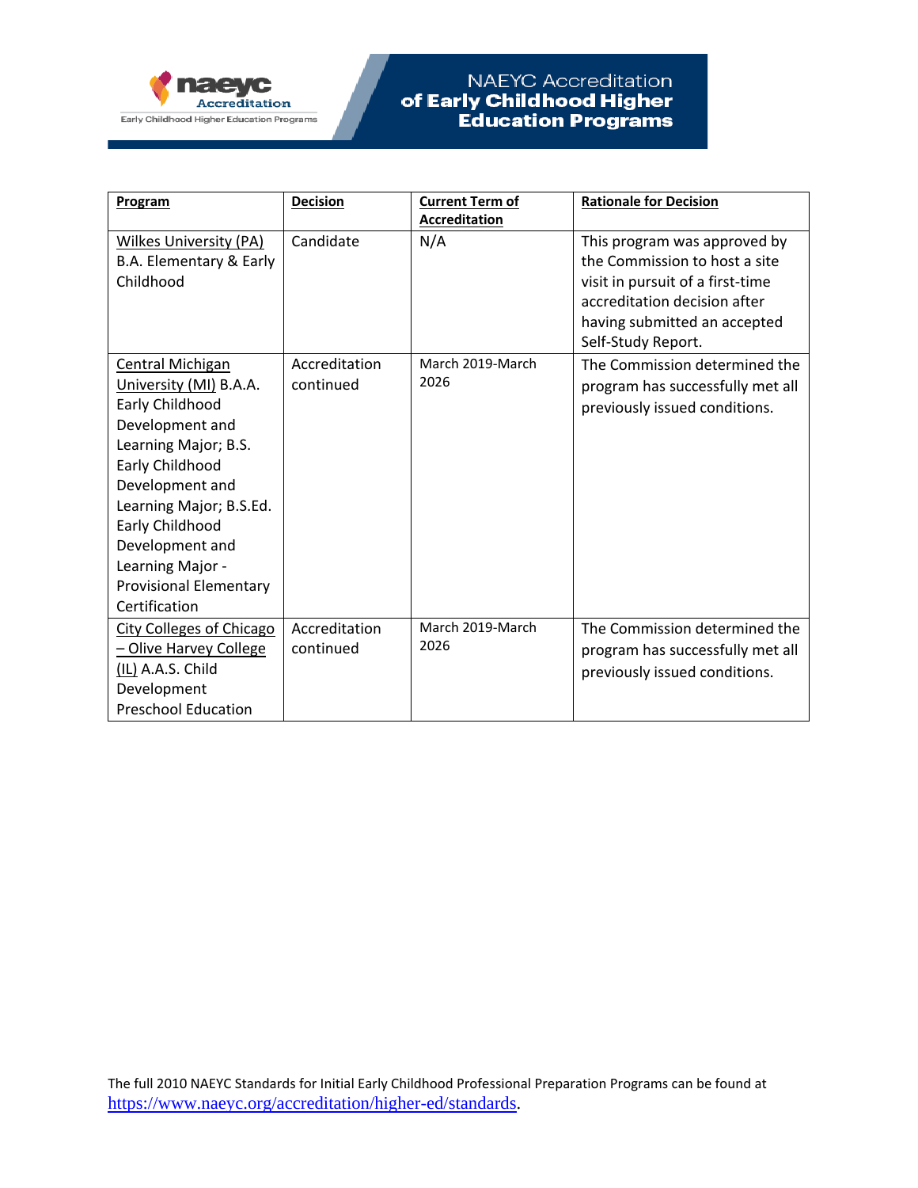| Program | Decision | Current Term of Accreditation | Rationale for Decision |
|---|---|---|---|
| Wilkes University (PA) B.A. Elementary & Early Childhood | Candidate | N/A | This program was approved by the Commission to host a site visit in pursuit of a first-time accreditation decision after having submitted an accepted Self-Study Report. |
| Central Michigan University (MI) B.A.A. Early Childhood Development and Learning Major; B.S. Early Childhood Development and Learning Major; B.S.Ed. Early Childhood Development and Learning Major - Provisional Elementary Certification | Accreditation continued | March 2019-March 2026 | The Commission determined the program has successfully met all previously issued conditions. |
| City Colleges of Chicago – Olive Harvey College (IL) A.A.S. Child Development Preschool Education | Accreditation continued | March 2019-March 2026 | The Commission determined the program has successfully met all previously issued conditions. |

The full 2010 NAEYC Standards for Initial Early Childhood Professional Preparation Programs can be found at https://www.naeyc.org/accreditation/higher-ed/standards.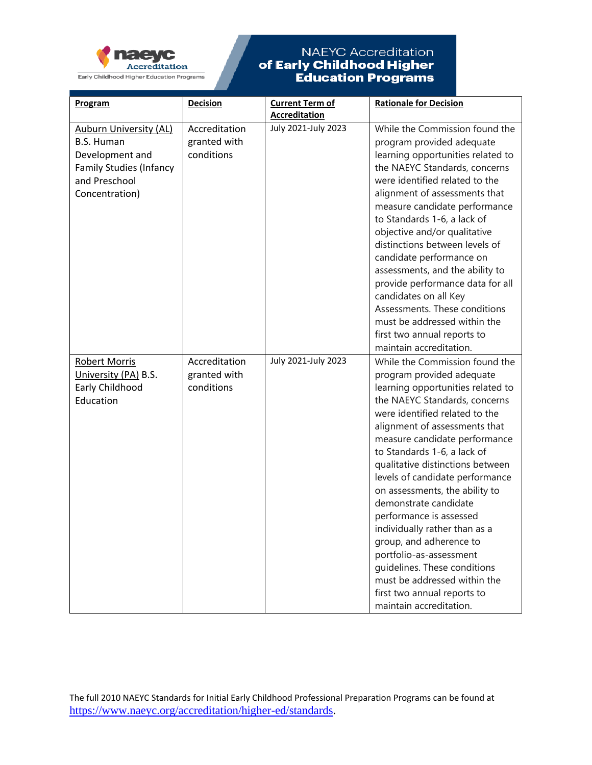| Program | Decision | Current Term of Accreditation | Rationale for Decision |
|---|---|---|---|
| Auburn University (AL) B.S. Human Development and Family Studies (Infancy and Preschool Concentration) | Accreditation granted with conditions | July 2021-July 2023 | While the Commission found the program provided adequate learning opportunities related to the NAEYC Standards, concerns were identified related to the alignment of assessments that measure candidate performance to Standards 1-6, a lack of objective and/or qualitative distinctions between levels of candidate performance on assessments, and the ability to provide performance data for all candidates on all Key Assessments. These conditions must be addressed within the first two annual reports to maintain accreditation. |
| Robert Morris University (PA) B.S. Early Childhood Education | Accreditation granted with conditions | July 2021-July 2023 | While the Commission found the program provided adequate learning opportunities related to the NAEYC Standards, concerns were identified related to the alignment of assessments that measure candidate performance to Standards 1-6, a lack of qualitative distinctions between levels of candidate performance on assessments, the ability to demonstrate candidate performance is assessed individually rather than as a group, and adherence to portfolio-as-assessment guidelines. These conditions must be addressed within the first two annual reports to maintain accreditation. |

The full 2010 NAEYC Standards for Initial Early Childhood Professional Preparation Programs can be found at https://www.naeyc.org/accreditation/higher-ed/standards.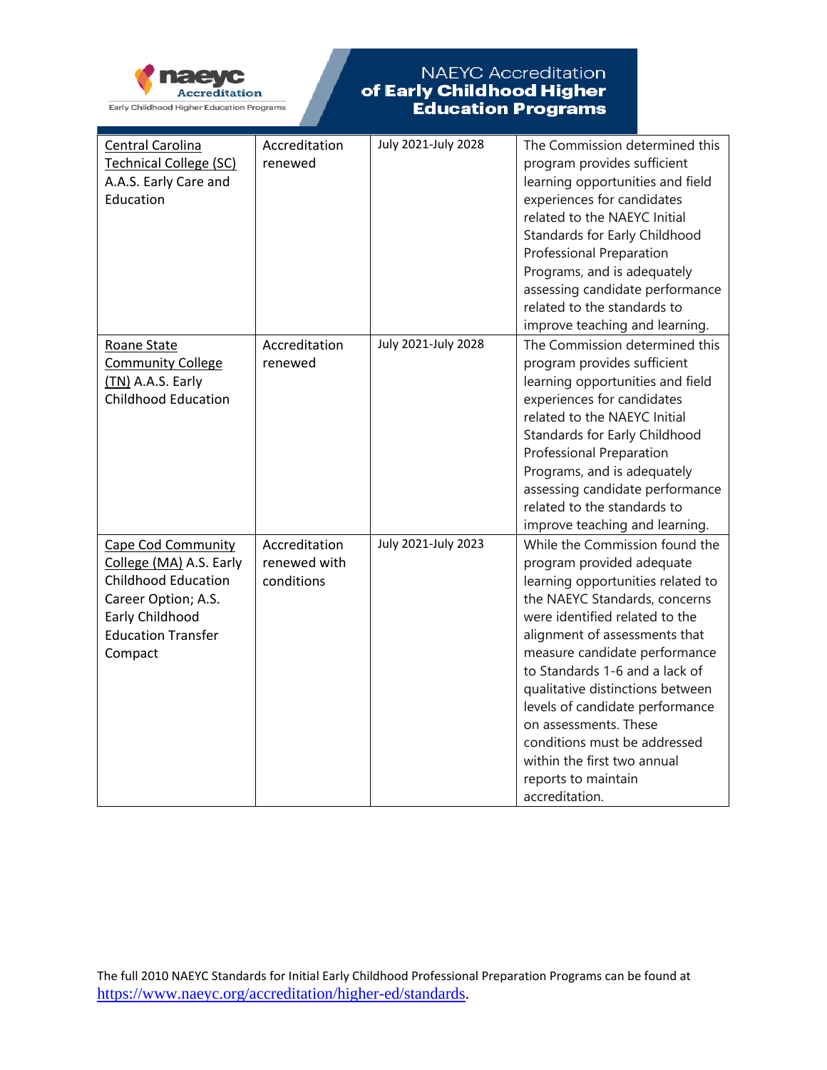| Central Carolina Technical College (SC) A.A.S. Early Care and Education | Accreditation renewed | July 2021-July 2028 | The Commission determined this program provides sufficient learning opportunities and field experiences for candidates related to the NAEYC Initial Standards for Early Childhood Professional Preparation Programs, and is adequately assessing candidate performance related to the standards to improve teaching and learning. |
|---|---|---|---|
| Roane State Community College (TN) A.A.S. Early Childhood Education | Accreditation renewed | July 2021-July 2028 | The Commission determined this program provides sufficient learning opportunities and field experiences for candidates related to the NAEYC Initial Standards for Early Childhood Professional Preparation Programs, and is adequately assessing candidate performance related to the standards to improve teaching and learning. |
| Cape Cod Community College (MA) A.S. Early Childhood Education Career Option; A.S. Early Childhood Education Transfer Compact | Accreditation renewed with conditions | July 2021-July 2023 | While the Commission found the program provided adequate learning opportunities related to the NAEYC Standards, concerns were identified related to the alignment of assessments that measure candidate performance to Standards 1-6 and a lack of qualitative distinctions between levels of candidate performance on assessments. These conditions must be addressed within the first two annual reports to maintain accreditation. |

The full 2010 NAEYC Standards for Initial Early Childhood Professional Preparation Programs can be found at https://www.naeyc.org/accreditation/higher-ed/standards.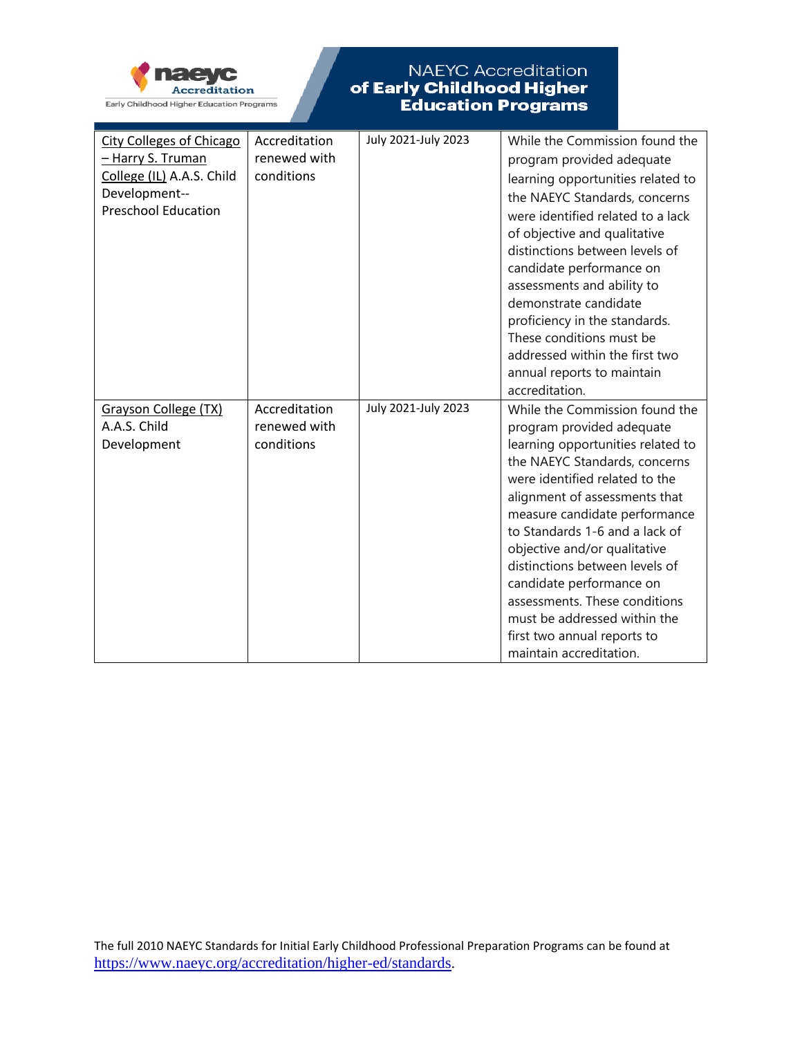| City Colleges of Chicago – Harry S. Truman College (IL) A.A.S. Child Development--Preschool Education | Accreditation renewed with conditions | July 2021-July 2023 | While the Commission found the program provided adequate learning opportunities related to the NAEYC Standards, concerns were identified related to a lack of objective and qualitative distinctions between levels of candidate performance on assessments and ability to demonstrate candidate proficiency in the standards. These conditions must be addressed within the first two annual reports to maintain accreditation. |
|---|---|---|---|
| Grayson College (TX) A.A.S. Child Development | Accreditation renewed with conditions | July 2021-July 2023 | While the Commission found the program provided adequate learning opportunities related to the NAEYC Standards, concerns were identified related to the alignment of assessments that measure candidate performance to Standards 1-6 and a lack of objective and/or qualitative distinctions between levels of candidate performance on assessments. These conditions must be addressed within the first two annual reports to maintain accreditation. |

The full 2010 NAEYC Standards for Initial Early Childhood Professional Preparation Programs can be found at https://www.naeyc.org/accreditation/higher-ed/standards.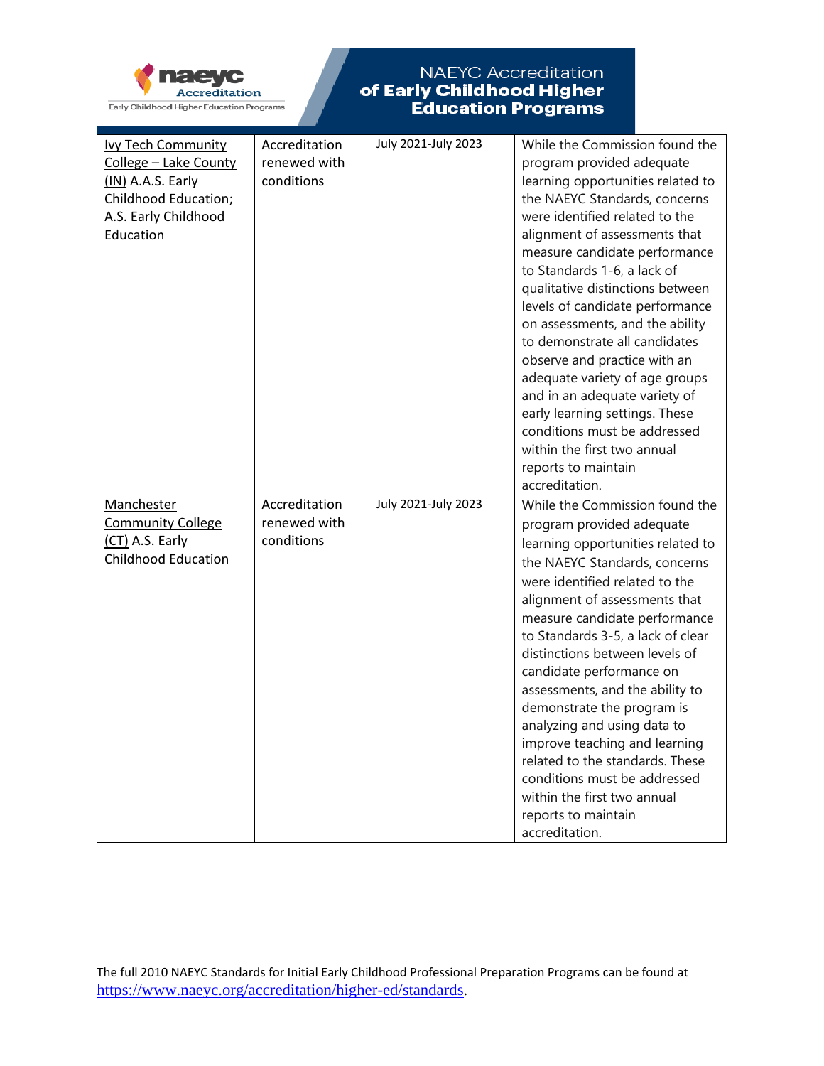| | | | |
|---|---|---|---|
| Ivy Tech Community College – Lake County (IN) A.A.S. Early Childhood Education; A.S. Early Childhood Education | Accreditation renewed with conditions | July 2021-July 2023 | While the Commission found the program provided adequate learning opportunities related to the NAEYC Standards, concerns were identified related to the alignment of assessments that measure candidate performance to Standards 1-6, a lack of qualitative distinctions between levels of candidate performance on assessments, and the ability to demonstrate all candidates observe and practice with an adequate variety of age groups and in an adequate variety of early learning settings. These conditions must be addressed within the first two annual reports to maintain accreditation. |
| Manchester Community College (CT) A.S. Early Childhood Education | Accreditation renewed with conditions | July 2021-July 2023 | While the Commission found the program provided adequate learning opportunities related to the NAEYC Standards, concerns were identified related to the alignment of assessments that measure candidate performance to Standards 3-5, a lack of clear distinctions between levels of candidate performance on assessments, and the ability to demonstrate the program is analyzing and using data to improve teaching and learning related to the standards. These conditions must be addressed within the first two annual reports to maintain accreditation. |

The full 2010 NAEYC Standards for Initial Early Childhood Professional Preparation Programs can be found at https://www.naeyc.org/accreditation/higher-ed/standards.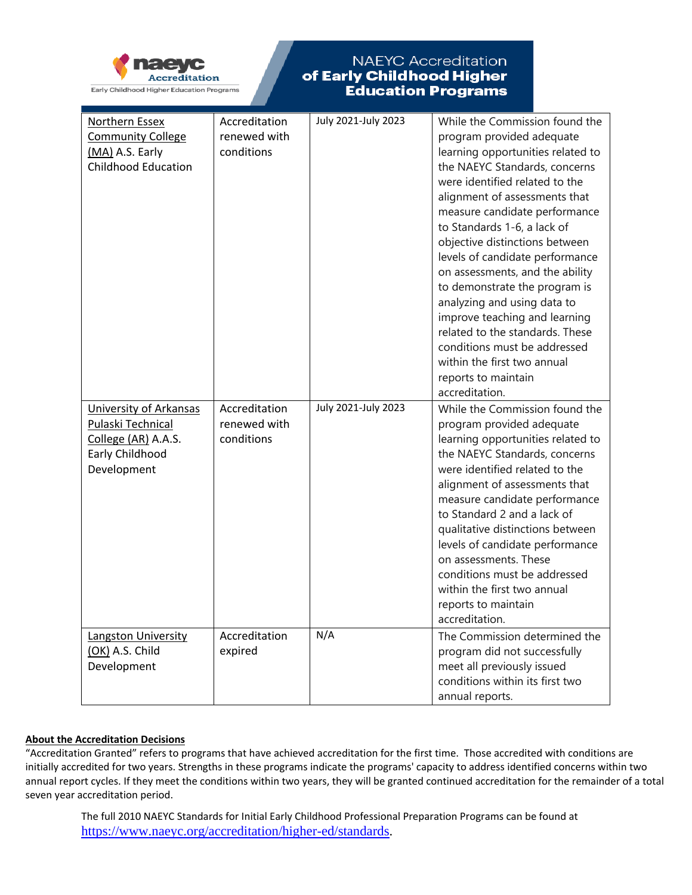| | | | |
|---|---|---|---|
| Northern Essex Community College (MA) A.S. Early Childhood Education | Accreditation renewed with conditions | July 2021-July 2023 | While the Commission found the program provided adequate learning opportunities related to the NAEYC Standards, concerns were identified related to the alignment of assessments that measure candidate performance to Standards 1-6, a lack of objective distinctions between levels of candidate performance on assessments, and the ability to demonstrate the program is analyzing and using data to improve teaching and learning related to the standards. These conditions must be addressed within the first two annual reports to maintain accreditation. |
| University of Arkansas Pulaski Technical College (AR) A.A.S. Early Childhood Development | Accreditation renewed with conditions | July 2021-July 2023 | While the Commission found the program provided adequate learning opportunities related to the NAEYC Standards, concerns were identified related to the alignment of assessments that measure candidate performance to Standard 2 and a lack of qualitative distinctions between levels of candidate performance on assessments. These conditions must be addressed within the first two annual reports to maintain accreditation. |
| Langston University (OK) A.S. Child Development | Accreditation expired | N/A | The Commission determined the program did not successfully meet all previously issued conditions within its first two annual reports. |

**About the Accreditation Decisions**

"Accreditation Granted" refers to programs that have achieved accreditation for the first time. Those accredited with conditions are initially accredited for two years. Strengths in these programs indicate the programs' capacity to address identified concerns within two annual report cycles. If they meet the conditions within two years, they will be granted continued accreditation for the remainder of a total seven year accreditation period.

The full 2010 NAEYC Standards for Initial Early Childhood Professional Preparation Programs can be found at https://www.naeyc.org/accreditation/higher-ed/standards.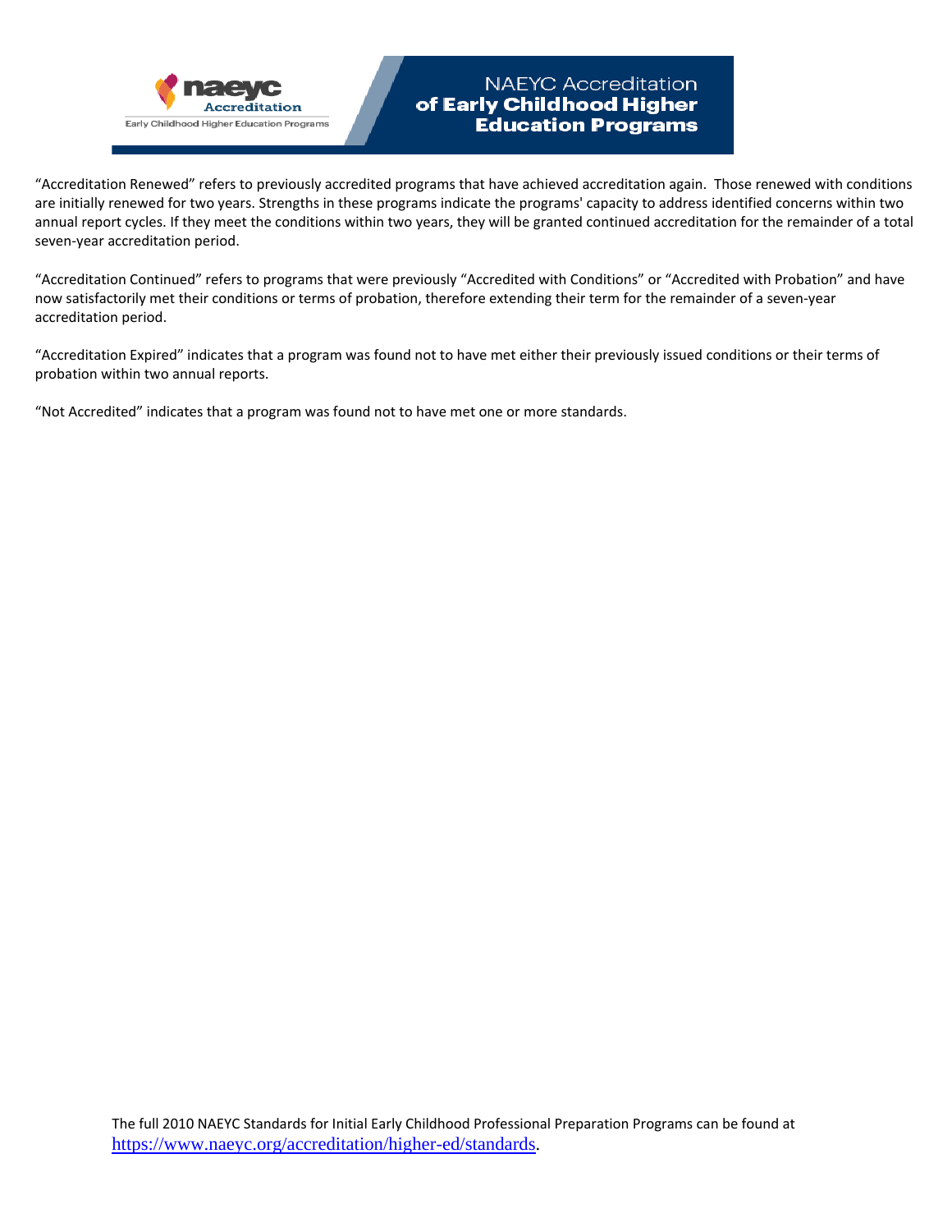“Accreditation Renewed” refers to previously accredited programs that have achieved accreditation again. Those renewed with conditions are initially renewed for two years. Strengths in these programs indicate the programs' capacity to address identified concerns within two annual report cycles. If they meet the conditions within two years, they will be granted continued accreditation for the remainder of a total seven-year accreditation period.

“Accreditation Continued” refers to programs that were previously “Accredited with Conditions” or “Accredited with Probation” and have now satisfactorily met their conditions or terms of probation, therefore extending their term for the remainder of a seven-year accreditation period.

“Accreditation Expired” indicates that a program was found not to have met either their previously issued conditions or their terms of probation within two annual reports.

“Not Accredited” indicates that a program was found not to have met one or more standards.

The full 2010 NAEYC Standards for Initial Early Childhood Professional Preparation Programs can be found at https://www.naeyc.org/accreditation/higher-ed/standards.